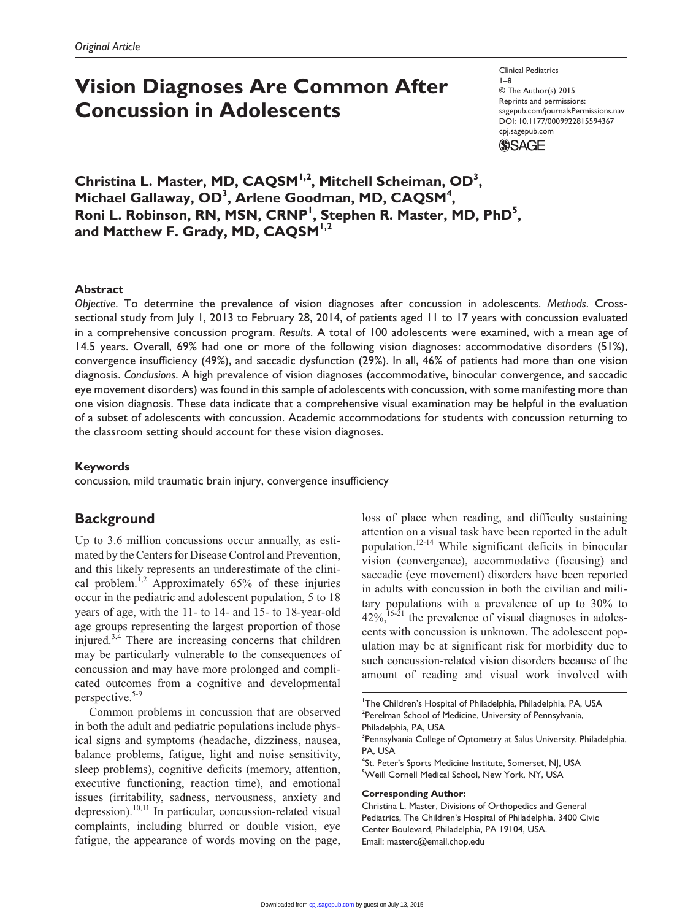*Original Article*

# Vision Diagnoses Are Common After Concussion in Adolescents

**Christina L. Master, MD, CAQSM[1,2], Mitchell Scheiman, OD[3], Michael Gallaway, OD[3], Arlene Goodman, MD, CAQSM[4], Roni L. Robinson, RN, MSN, CRNP[1], Stephen R. Master, MD, PhD[5], and Matthew F. Grady, MD, CAQSM[1,2]**

### Abstract

*Objective*. To determine the prevalence of vision diagnoses after concussion in adolescents. *Methods*. Cross-sectional study from July 1, 2013 to February 28, 2014, of patients aged 11 to 17 years with concussion evaluated in a comprehensive concussion program. *Results*. A total of 100 adolescents were examined, with a mean age of 14.5 years. Overall, 69% had one or more of the following vision diagnoses: accommodative disorders (51%), convergence insufficiency (49%), and saccadic dysfunction (29%). In all, 46% of patients had more than one vision diagnosis. *Conclusions*. A high prevalence of vision diagnoses (accommodative, binocular convergence, and saccadic eye movement disorders) was found in this sample of adolescents with concussion, with some manifesting more than one vision diagnosis. These data indicate that a comprehensive visual examination may be helpful in the evaluation of a subset of adolescents with concussion. Academic accommodations for students with concussion returning to the classroom setting should account for these vision diagnoses.

### Keywords

concussion, mild traumatic brain injury, convergence insufficiency

## Background

Up to 3.6 million concussions occur annually, as estimated by the Centers for Disease Control and Prevention, and this likely represents an underestimate of the clinical problem.[1,2] Approximately 65% of these injuries occur in the pediatric and adolescent population, 5 to 18 years of age, with the 11- to 14- and 15- to 18-year-old age groups representing the largest proportion of those injured.[3,4] There are increasing concerns that children may be particularly vulnerable to the consequences of concussion and may have more prolonged and complicated outcomes from a cognitive and developmental perspective.[5-9]

Common problems in concussion that are observed in both the adult and pediatric populations include physical signs and symptoms (headache, dizziness, nausea, balance problems, fatigue, light and noise sensitivity, sleep problems), cognitive deficits (memory, attention, executive functioning, reaction time), and emotional issues (irritability, sadness, nervousness, anxiety and depression).[10,11] In particular, concussion-related visual complaints, including blurred or double vision, eye fatigue, the appearance of words moving on the page, loss of place when reading, and difficulty sustaining attention on a visual task have been reported in the adult population.[12-14] While significant deficits in binocular vision (convergence), accommodative (focusing) and saccadic (eye movement) disorders have been reported in adults with concussion in both the civilian and military populations with a prevalence of up to 30% to 42%,[15-21] the prevalence of visual diagnoses in adolescents with concussion is unknown. The adolescent population may be at significant risk for morbidity due to such concussion-related vision disorders because of the amount of reading and visual work involved with

[1]The Children's Hospital of Philadelphia, Philadelphia, PA, USA
[2]Perelman School of Medicine, University of Pennsylvania, Philadelphia, PA, USA
[3]Pennsylvania College of Optometry at Salus University, Philadelphia, PA, USA
[4]St. Peter's Sports Medicine Institute, Somerset, NJ, USA
[5]Weill Cornell Medical School, New York, NY, USA

**Corresponding Author:**
Christina L. Master, Divisions of Orthopedics and General Pediatrics, The Children's Hospital of Philadelphia, 3400 Civic Center Boulevard, Philadelphia, PA 19104, USA.
Email: masterc@email.chop.edu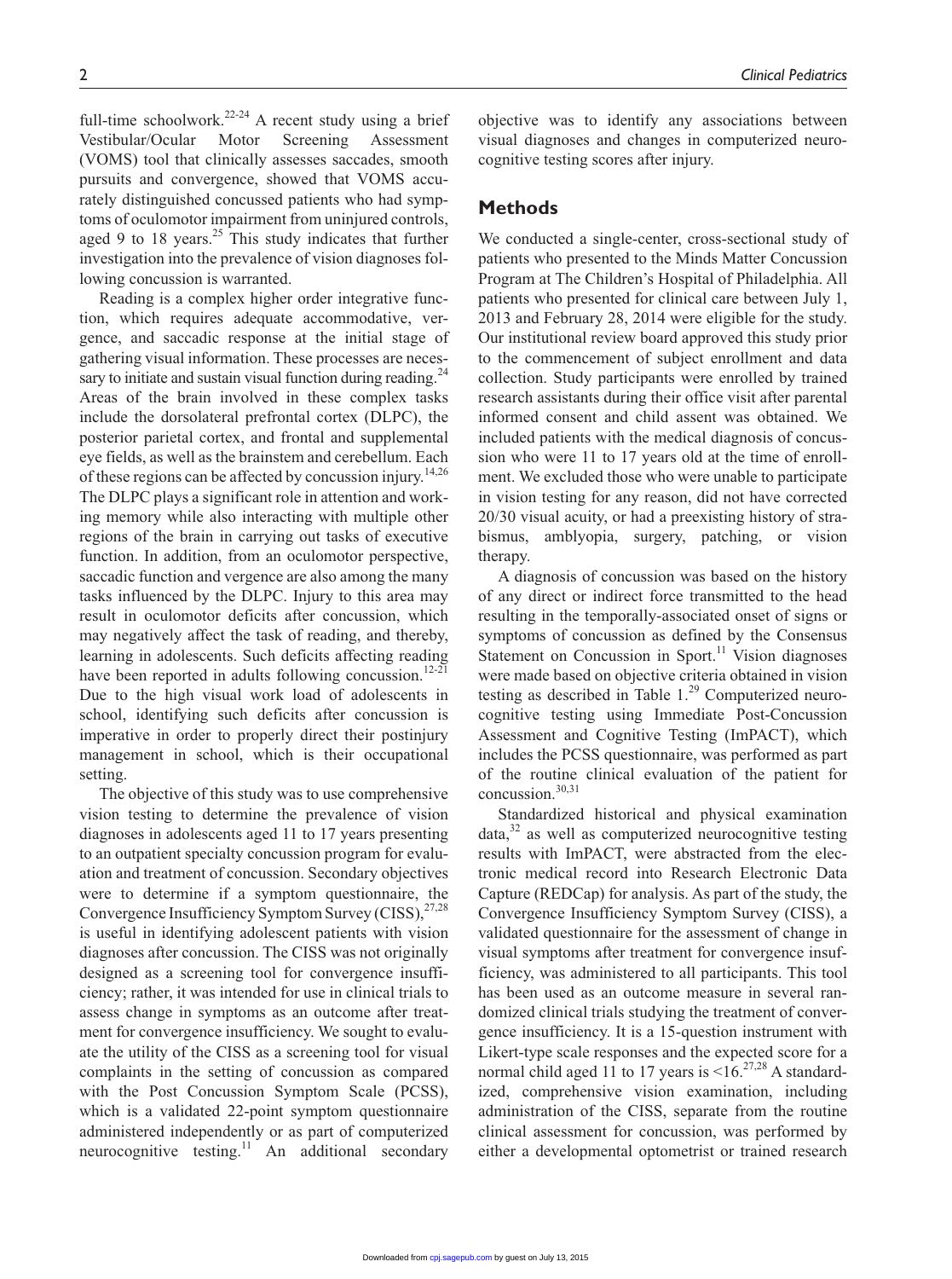full-time schoolwork.[22-24] A recent study using a brief Vestibular/Ocular Motor Screening Assessment (VOMS) tool that clinically assesses saccades, smooth pursuits and convergence, showed that VOMS accurately distinguished concussed patients who had symptoms of oculomotor impairment from uninjured controls, aged 9 to 18 years.[25] This study indicates that further investigation into the prevalence of vision diagnoses following concussion is warranted.

Reading is a complex higher order integrative function, which requires adequate accommodative, vergence, and saccadic response at the initial stage of gathering visual information. These processes are necessary to initiate and sustain visual function during reading.[24] Areas of the brain involved in these complex tasks include the dorsolateral prefrontal cortex (DLPC), the posterior parietal cortex, and frontal and supplemental eye fields, as well as the brainstem and cerebellum. Each of these regions can be affected by concussion injury.[14,26] The DLPC plays a significant role in attention and working memory while also interacting with multiple other regions of the brain in carrying out tasks of executive function. In addition, from an oculomotor perspective, saccadic function and vergence are also among the many tasks influenced by the DLPC. Injury to this area may result in oculomotor deficits after concussion, which may negatively affect the task of reading, and thereby, learning in adolescents. Such deficits affecting reading have been reported in adults following concussion.[12-21] Due to the high visual work load of adolescents in school, identifying such deficits after concussion is imperative in order to properly direct their postinjury management in school, which is their occupational setting.

The objective of this study was to use comprehensive vision testing to determine the prevalence of vision diagnoses in adolescents aged 11 to 17 years presenting to an outpatient specialty concussion program for evaluation and treatment of concussion. Secondary objectives were to determine if a symptom questionnaire, the Convergence Insufficiency Symptom Survey (CISS),[27,28] is useful in identifying adolescent patients with vision diagnoses after concussion. The CISS was not originally designed as a screening tool for convergence insufficiency; rather, it was intended for use in clinical trials to assess change in symptoms as an outcome after treatment for convergence insufficiency. We sought to evaluate the utility of the CISS as a screening tool for visual complaints in the setting of concussion as compared with the Post Concussion Symptom Scale (PCSS), which is a validated 22-point symptom questionnaire administered independently or as part of computerized neurocognitive testing.[11] An additional secondary objective was to identify any associations between visual diagnoses and changes in computerized neurocognitive testing scores after injury.

## Methods

We conducted a single-center, cross-sectional study of patients who presented to the Minds Matter Concussion Program at The Children's Hospital of Philadelphia. All patients who presented for clinical care between July 1, 2013 and February 28, 2014 were eligible for the study. Our institutional review board approved this study prior to the commencement of subject enrollment and data collection. Study participants were enrolled by trained research assistants during their office visit after parental informed consent and child assent was obtained. We included patients with the medical diagnosis of concussion who were 11 to 17 years old at the time of enrollment. We excluded those who were unable to participate in vision testing for any reason, did not have corrected 20/30 visual acuity, or had a preexisting history of strabismus, amblyopia, surgery, patching, or vision therapy.

A diagnosis of concussion was based on the history of any direct or indirect force transmitted to the head resulting in the temporally-associated onset of signs or symptoms of concussion as defined by the Consensus Statement on Concussion in Sport.[11] Vision diagnoses were made based on objective criteria obtained in vision testing as described in Table 1.[29] Computerized neurocognitive testing using Immediate Post-Concussion Assessment and Cognitive Testing (ImPACT), which includes the PCSS questionnaire, was performed as part of the routine clinical evaluation of the patient for concussion.[30,31]

Standardized historical and physical examination data,[32] as well as computerized neurocognitive testing results with ImPACT, were abstracted from the electronic medical record into Research Electronic Data Capture (REDCap) for analysis. As part of the study, the Convergence Insufficiency Symptom Survey (CISS), a validated questionnaire for the assessment of change in visual symptoms after treatment for convergence insufficiency, was administered to all participants. This tool has been used as an outcome measure in several randomized clinical trials studying the treatment of convergence insufficiency. It is a 15-question instrument with Likert-type scale responses and the expected score for a normal child aged 11 to 17 years is <16.[27,28] A standardized, comprehensive vision examination, including administration of the CISS, separate from the routine clinical assessment for concussion, was performed by either a developmental optometrist or trained research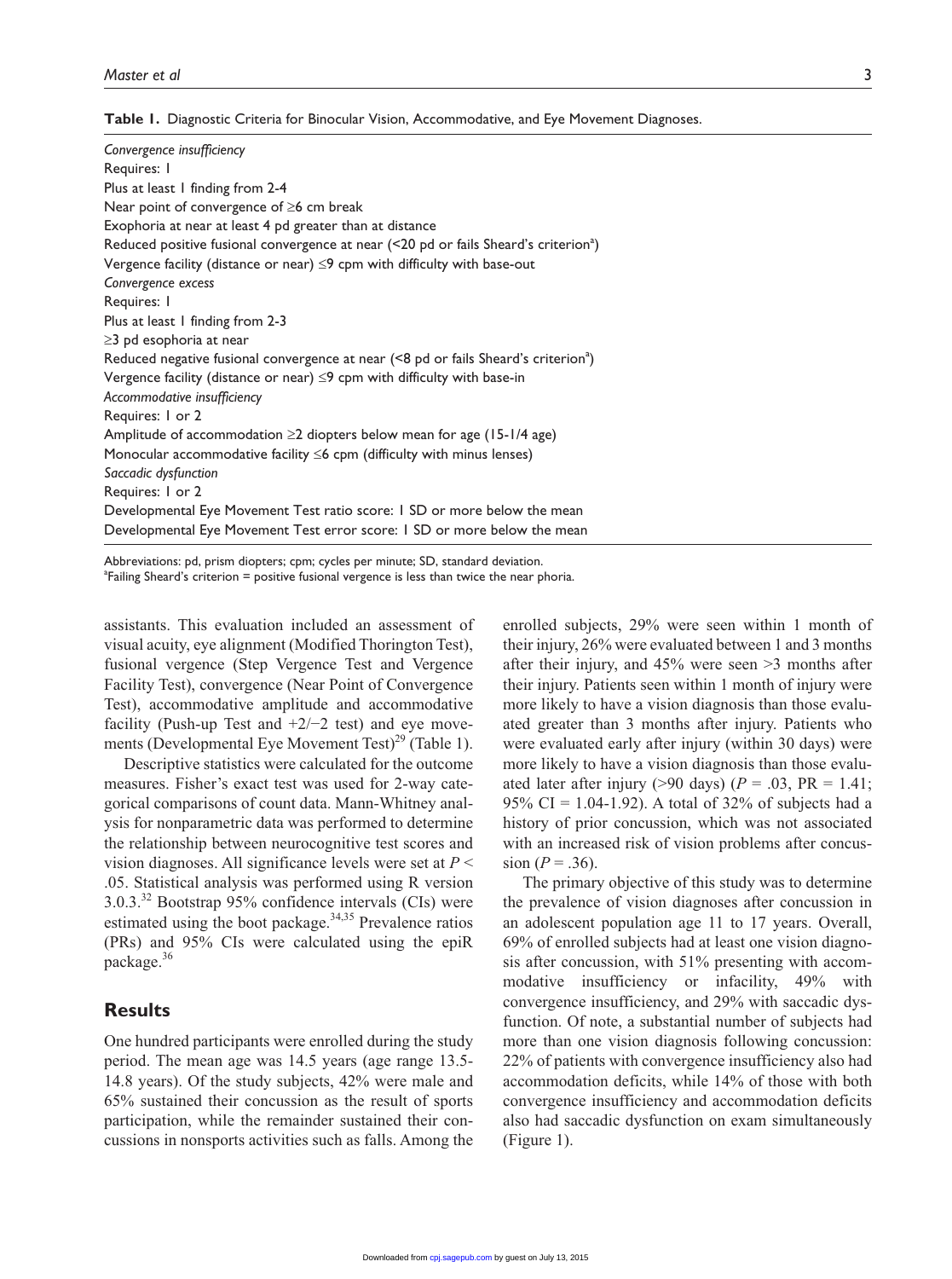**Table 1.** Diagnostic Criteria for Binocular Vision, Accommodative, and Eye Movement Diagnoses.

| |
|---|
| *Convergence insufficiency* |
| Requires: 1 |
| Plus at least 1 finding from 2-4 |
| Near point of convergence of ≥6 cm break |
| Exophoria at near at least 4 pd greater than at distance |
| Reduced positive fusional convergence at near (<20 pd or fails Sheard's criterion[a]) |
| Vergence facility (distance or near) ≤9 cpm with difficulty with base-out |
| *Convergence excess* |
| Requires: 1 |
| Plus at least 1 finding from 2-3 |
| ≥3 pd esophoria at near |
| Reduced negative fusional convergence at near (<8 pd or fails Sheard's criterion[a]) |
| Vergence facility (distance or near) ≤9 cpm with difficulty with base-in |
| *Accommodative insufficiency* |
| Requires: 1 or 2 |
| Amplitude of accommodation ≥2 diopters below mean for age (15-1/4 age) |
| Monocular accommodative facility ≤6 cpm (difficulty with minus lenses) |
| *Saccadic dysfunction* |
| Requires: 1 or 2 |
| Developmental Eye Movement Test ratio score: 1 SD or more below the mean |
| Developmental Eye Movement Test error score: 1 SD or more below the mean |

Abbreviations: pd, prism diopters; cpm; cycles per minute; SD, standard deviation.
[a]Failing Sheard's criterion = positive fusional vergence is less than twice the near phoria.

assistants. This evaluation included an assessment of visual acuity, eye alignment (Modified Thorington Test), fusional vergence (Step Vergence Test and Vergence Facility Test), convergence (Near Point of Convergence Test), accommodative amplitude and accommodative facility (Push-up Test and +2/−2 test) and eye movements (Developmental Eye Movement Test)[29] (Table 1).

Descriptive statistics were calculated for the outcome measures. Fisher's exact test was used for 2-way categorical comparisons of count data. Mann-Whitney analysis for nonparametric data was performed to determine the relationship between neurocognitive test scores and vision diagnoses. All significance levels were set at $P < .05$. Statistical analysis was performed using R version 3.0.3.[32] Bootstrap 95% confidence intervals (CIs) were estimated using the boot package.[34,35] Prevalence ratios (PRs) and 95% CIs were calculated using the epiR package.[36]

## Results

One hundred participants were enrolled during the study period. The mean age was 14.5 years (age range 13.5-14.8 years). Of the study subjects, 42% were male and 65% sustained their concussion as the result of sports participation, while the remainder sustained their concussions in nonsports activities such as falls. Among the enrolled subjects, 29% were seen within 1 month of their injury, 26% were evaluated between 1 and 3 months after their injury, and 45% were seen >3 months after their injury. Patients seen within 1 month of injury were more likely to have a vision diagnosis than those evaluated greater than 3 months after injury. Patients who were evaluated early after injury (within 30 days) were more likely to have a vision diagnosis than those evaluated later after injury (>90 days) ($P = .03$, PR = 1.41; 95% CI = 1.04-1.92). A total of 32% of subjects had a history of prior concussion, which was not associated with an increased risk of vision problems after concussion ($P = .36$).

The primary objective of this study was to determine the prevalence of vision diagnoses after concussion in an adolescent population age 11 to 17 years. Overall, 69% of enrolled subjects had at least one vision diagnosis after concussion, with 51% presenting with accommodative insufficiency or infacility, 49% with convergence insufficiency, and 29% with saccadic dysfunction. Of note, a substantial number of subjects had more than one vision diagnosis following concussion: 22% of patients with convergence insufficiency also had accommodation deficits, while 14% of those with both convergence insufficiency and accommodation deficits also had saccadic dysfunction on exam simultaneously (Figure 1).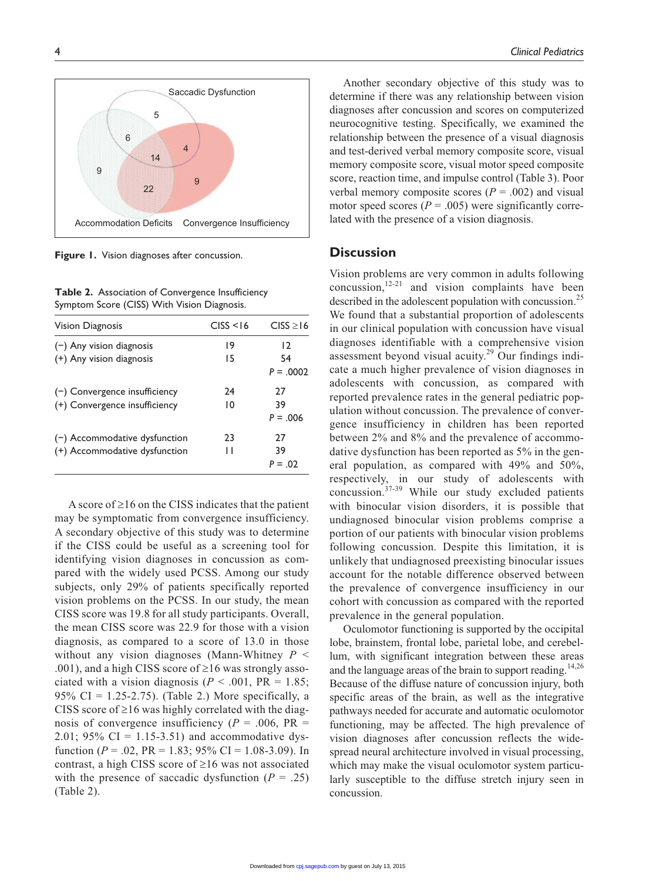Figure 1. Vision diagnoses after concussion.

Table 2. Association of Convergence Insufficiency Symptom Score (CISS) With Vision Diagnosis.

| Vision Diagnosis | CISS <16 | CISS ≥16 |
|---|---|---|
| (−) Any vision diagnosis | 19 | 12 |
| (+) Any vision diagnosis | 15 | 54 |
| | | $P$ = .0002 |
| (−) Convergence insufficiency | 24 | 27 |
| (+) Convergence insufficiency | 10 | 39 |
| | | $P$ = .006 |
| (−) Accommodative dysfunction | 23 | 27 |
| (+) Accommodative dysfunction | 11 | 39 |
| | | $P$ = .02 |

A score of ≥16 on the CISS indicates that the patient may be symptomatic from convergence insufficiency. A secondary objective of this study was to determine if the CISS could be useful as a screening tool for identifying vision diagnoses in concussion as compared with the widely used PCSS. Among our study subjects, only 29% of patients specifically reported vision problems on the PCSS. In our study, the mean CISS score was 19.8 for all study participants. Overall, the mean CISS score was 22.9 for those with a vision diagnosis, as compared to a score of 13.0 in those without any vision diagnoses (Mann-Whitney $P < .001$), and a high CISS score of ≥16 was strongly associated with a vision diagnosis ($P < .001$, PR = 1.85; 95% CI = 1.25-2.75). (Table 2.) More specifically, a CISS score of ≥16 was highly correlated with the diagnosis of convergence insufficiency ($P$ = .006, PR = 2.01; 95% CI = 1.15-3.51) and accommodative dysfunction ($P$ = .02, PR = 1.83; 95% CI = 1.08-3.09). In contrast, a high CISS score of ≥16 was not associated with the presence of saccadic dysfunction ($P$ = .25) (Table 2).

Another secondary objective of this study was to determine if there was any relationship between vision diagnoses after concussion and scores on computerized neurocognitive testing. Specifically, we examined the relationship between the presence of a visual diagnosis and test-derived verbal memory composite score, visual memory composite score, visual motor speed composite score, reaction time, and impulse control (Table 3). Poor verbal memory composite scores ($P$ = .002) and visual motor speed scores ($P$ = .005) were significantly correlated with the presence of a vision diagnosis.

## Discussion

Vision problems are very common in adults following concussion,[12-21] and vision complaints have been described in the adolescent population with concussion.[25] We found that a substantial proportion of adolescents in our clinical population with concussion have visual diagnoses identifiable with a comprehensive vision assessment beyond visual acuity.[29] Our findings indicate a much higher prevalence of vision diagnoses in adolescents with concussion, as compared with reported prevalence rates in the general pediatric population without concussion. The prevalence of convergence insufficiency in children has been reported between 2% and 8% and the prevalence of accommodative dysfunction has been reported as 5% in the general population, as compared with 49% and 50%, respectively, in our study of adolescents with concussion.[37-39] While our study excluded patients with binocular vision disorders, it is possible that undiagnosed binocular vision problems comprise a portion of our patients with binocular vision problems following concussion. Despite this limitation, it is unlikely that undiagnosed preexisting binocular issues account for the notable difference observed between the prevalence of convergence insufficiency in our cohort with concussion as compared with the reported prevalence in the general population.

Oculomotor functioning is supported by the occipital lobe, brainstem, frontal lobe, parietal lobe, and cerebellum, with significant integration between these areas and the language areas of the brain to support reading.[14,26] Because of the diffuse nature of concussion injury, both specific areas of the brain, as well as the integrative pathways needed for accurate and automatic oculomotor functioning, may be affected. The high prevalence of vision diagnoses after concussion reflects the widespread neural architecture involved in visual processing, which may make the visual oculomotor system particularly susceptible to the diffuse stretch injury seen in concussion.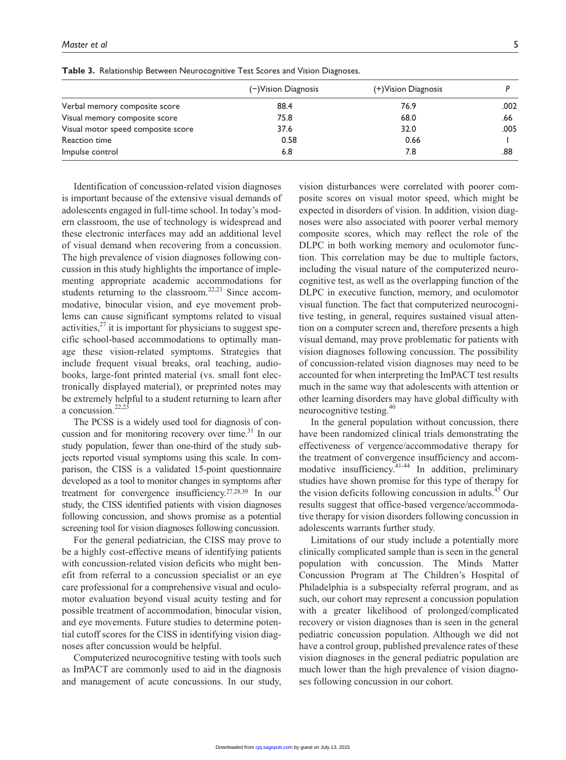**Table 3.** Relationship Between Neurocognitive Test Scores and Vision Diagnoses.

| | (−)Vision Diagnosis | (+)Vision Diagnosis | P |
|---|---|---|---|
| Verbal memory composite score | 88.4 | 76.9 | .002 |
| Visual memory composite score | 75.8 | 68.0 | .66 |
| Visual motor speed composite score | 37.6 | 32.0 | .005 |
| Reaction time | 0.58 | 0.66 | 1 |
| Impulse control | 6.8 | 7.8 | .88 |

Identification of concussion-related vision diagnoses is important because of the extensive visual demands of adolescents engaged in full-time school. In today's modern classroom, the use of technology is widespread and these electronic interfaces may add an additional level of visual demand when recovering from a concussion. The high prevalence of vision diagnoses following concussion in this study highlights the importance of implementing appropriate academic accommodations for students returning to the classroom.[22,23] Since accommodative, binocular vision, and eye movement problems can cause significant symptoms related to visual activities,[27] it is important for physicians to suggest specific school-based accommodations to optimally manage these vision-related symptoms. Strategies that include frequent visual breaks, oral teaching, audiobooks, large-font printed material (vs. small font electronically displayed material), or preprinted notes may be extremely helpful to a student returning to learn after a concussion.[22,23]

The PCSS is a widely used tool for diagnosis of concussion and for monitoring recovery over time.[31] In our study population, fewer than one-third of the study subjects reported visual symptoms using this scale. In comparison, the CISS is a validated 15-point questionnaire developed as a tool to monitor changes in symptoms after treatment for convergence insufficiency.[27,28,39] In our study, the CISS identified patients with vision diagnoses following concussion, and shows promise as a potential screening tool for vision diagnoses following concussion.

For the general pediatrician, the CISS may prove to be a highly cost-effective means of identifying patients with concussion-related vision deficits who might benefit from referral to a concussion specialist or an eye care professional for a comprehensive visual and oculomotor evaluation beyond visual acuity testing and for possible treatment of accommodation, binocular vision, and eye movements. Future studies to determine potential cutoff scores for the CISS in identifying vision diagnoses after concussion would be helpful.

Computerized neurocognitive testing with tools such as ImPACT are commonly used to aid in the diagnosis and management of acute concussions. In our study, vision disturbances were correlated with poorer composite scores on visual motor speed, which might be expected in disorders of vision. In addition, vision diagnoses were also associated with poorer verbal memory composite scores, which may reflect the role of the DLPC in both working memory and oculomotor function. This correlation may be due to multiple factors, including the visual nature of the computerized neurocognitive test, as well as the overlapping function of the DLPC in executive function, memory, and oculomotor visual function. The fact that computerized neurocognitive testing, in general, requires sustained visual attention on a computer screen and, therefore presents a high visual demand, may prove problematic for patients with vision diagnoses following concussion. The possibility of concussion-related vision diagnoses may need to be accounted for when interpreting the ImPACT test results much in the same way that adolescents with attention or other learning disorders may have global difficulty with neurocognitive testing.[40]

In the general population without concussion, there have been randomized clinical trials demonstrating the effectiveness of vergence/accommodative therapy for the treatment of convergence insufficiency and accommodative insufficiency.[41-44] In addition, preliminary studies have shown promise for this type of therapy for the vision deficits following concussion in adults.[45] Our results suggest that office-based vergence/accommodative therapy for vision disorders following concussion in adolescents warrants further study.

Limitations of our study include a potentially more clinically complicated sample than is seen in the general population with concussion. The Minds Matter Concussion Program at The Children's Hospital of Philadelphia is a subspecialty referral program, and as such, our cohort may represent a concussion population with a greater likelihood of prolonged/complicated recovery or vision diagnoses than is seen in the general pediatric concussion population. Although we did not have a control group, published prevalence rates of these vision diagnoses in the general pediatric population are much lower than the high prevalence of vision diagnoses following concussion in our cohort.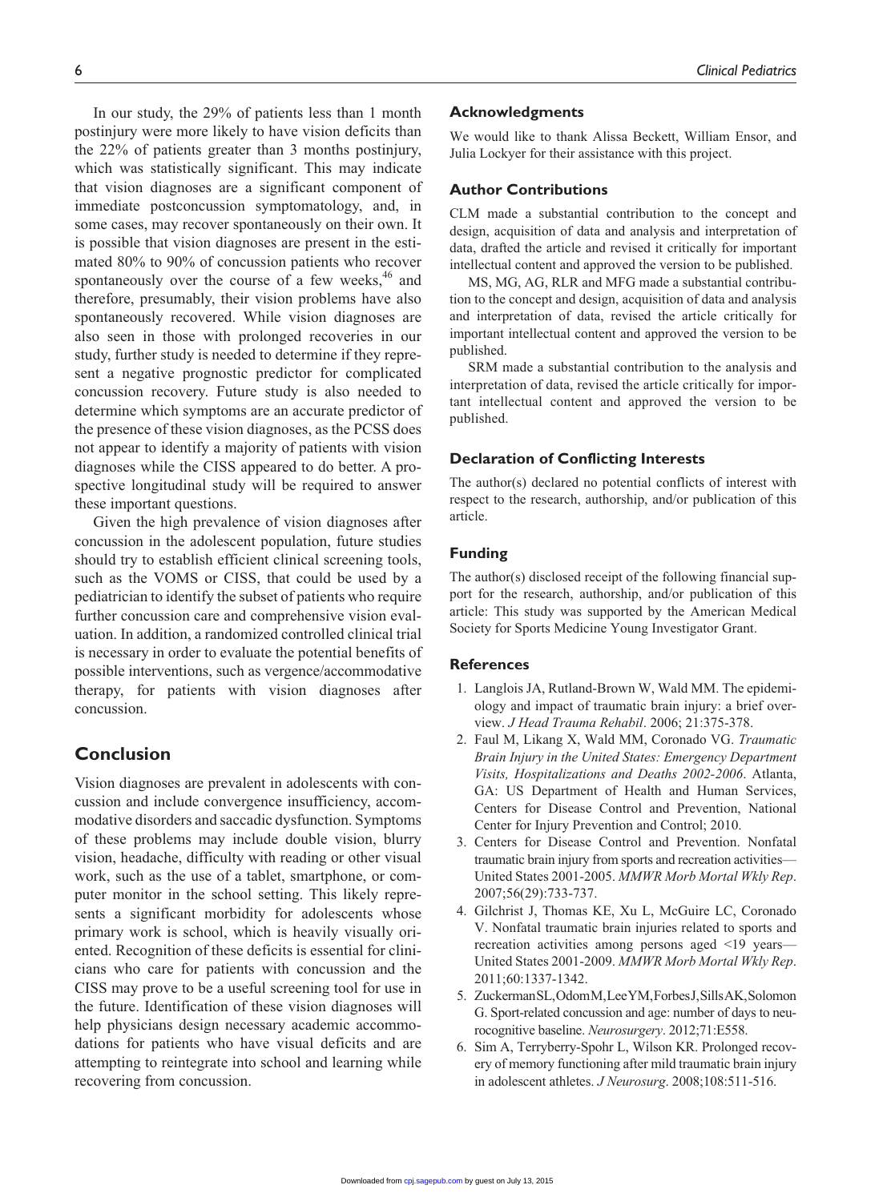In our study, the 29% of patients less than 1 month postinjury were more likely to have vision deficits than the 22% of patients greater than 3 months postinjury, which was statistically significant. This may indicate that vision diagnoses are a significant component of immediate postconcussion symptomatology, and, in some cases, may recover spontaneously on their own. It is possible that vision diagnoses are present in the estimated 80% to 90% of concussion patients who recover spontaneously over the course of a few weeks,[46] and therefore, presumably, their vision problems have also spontaneously recovered. While vision diagnoses are also seen in those with prolonged recoveries in our study, further study is needed to determine if they represent a negative prognostic predictor for complicated concussion recovery. Future study is also needed to determine which symptoms are an accurate predictor of the presence of these vision diagnoses, as the PCSS does not appear to identify a majority of patients with vision diagnoses while the CISS appeared to do better. A prospective longitudinal study will be required to answer these important questions.

Given the high prevalence of vision diagnoses after concussion in the adolescent population, future studies should try to establish efficient clinical screening tools, such as the VOMS or CISS, that could be used by a pediatrician to identify the subset of patients who require further concussion care and comprehensive vision evaluation. In addition, a randomized controlled clinical trial is necessary in order to evaluate the potential benefits of possible interventions, such as vergence/accommodative therapy, for patients with vision diagnoses after concussion.

## Conclusion

Vision diagnoses are prevalent in adolescents with concussion and include convergence insufficiency, accommodative disorders and saccadic dysfunction. Symptoms of these problems may include double vision, blurry vision, headache, difficulty with reading or other visual work, such as the use of a tablet, smartphone, or computer monitor in the school setting. This likely represents a significant morbidity for adolescents whose primary work is school, which is heavily visually oriented. Recognition of these deficits is essential for clinicians who care for patients with concussion and the CISS may prove to be a useful screening tool for use in the future. Identification of these vision diagnoses will help physicians design necessary academic accommodations for patients who have visual deficits and are attempting to reintegrate into school and learning while recovering from concussion.

### Acknowledgments

We would like to thank Alissa Beckett, William Ensor, and Julia Lockyer for their assistance with this project.

### Author Contributions

CLM made a substantial contribution to the concept and design, acquisition of data and analysis and interpretation of data, drafted the article and revised it critically for important intellectual content and approved the version to be published.

MS, MG, AG, RLR and MFG made a substantial contribution to the concept and design, acquisition of data and analysis and interpretation of data, revised the article critically for important intellectual content and approved the version to be published.

SRM made a substantial contribution to the analysis and interpretation of data, revised the article critically for important intellectual content and approved the version to be published.

### Declaration of Conflicting Interests

The author(s) declared no potential conflicts of interest with respect to the research, authorship, and/or publication of this article.

### Funding

The author(s) disclosed receipt of the following financial support for the research, authorship, and/or publication of this article: This study was supported by the American Medical Society for Sports Medicine Young Investigator Grant.

### References

1. Langlois JA, Rutland-Brown W, Wald MM. The epidemiology and impact of traumatic brain injury: a brief overview. *J Head Trauma Rehabil*. 2006; 21:375-378.
2. Faul M, Likang X, Wald MM, Coronado VG. *Traumatic Brain Injury in the United States: Emergency Department Visits, Hospitalizations and Deaths 2002-2006*. Atlanta, GA: US Department of Health and Human Services, Centers for Disease Control and Prevention, National Center for Injury Prevention and Control; 2010.
3. Centers for Disease Control and Prevention. Nonfatal traumatic brain injury from sports and recreation activities—United States 2001-2005. *MMWR Morb Mortal Wkly Rep*. 2007;56(29):733-737.
4. Gilchrist J, Thomas KE, Xu L, McGuire LC, Coronado V. Nonfatal traumatic brain injuries related to sports and recreation activities among persons aged <19 years—United States 2001-2009. *MMWR Morb Mortal Wkly Rep*. 2011;60:1337-1342.
5. Zuckerman SL, Odom M, Lee YM, Forbes J, Sills AK, Solomon G. Sport-related concussion and age: number of days to neurocognitive baseline. *Neurosurgery*. 2012;71:E558.
6. Sim A, Terryberry-Spohr L, Wilson KR. Prolonged recovery of memory functioning after mild traumatic brain injury in adolescent athletes. *J Neurosurg*. 2008;108:511-516.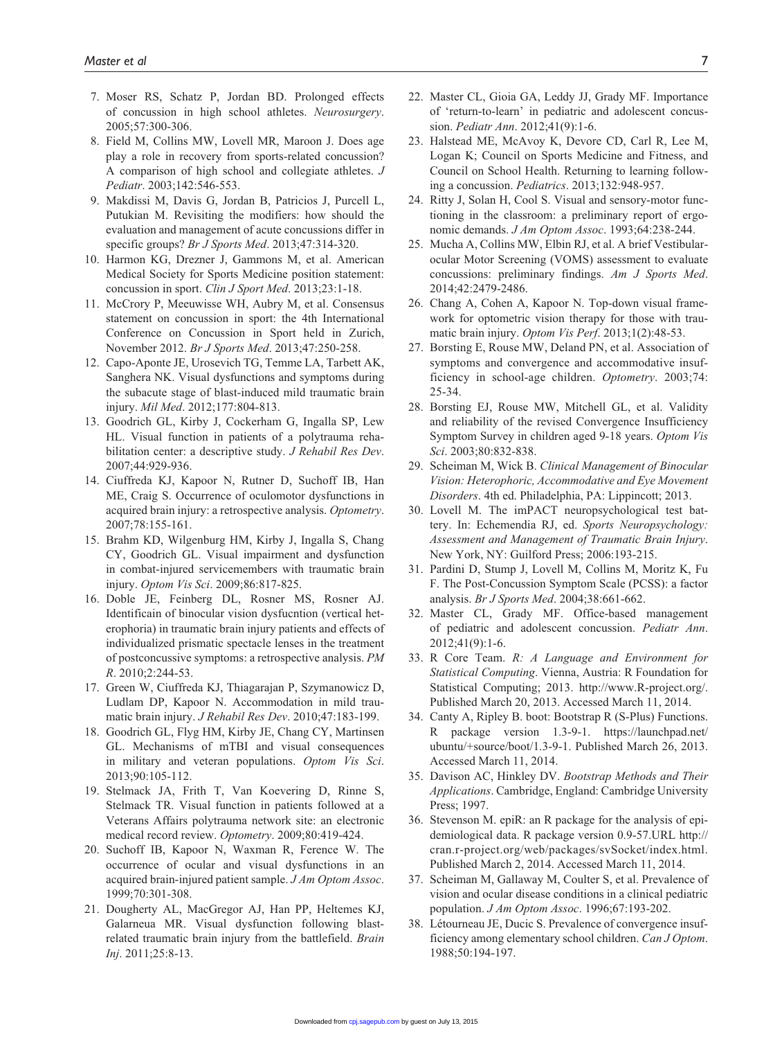7. Moser RS, Schatz P, Jordan BD. Prolonged effects of concussion in high school athletes. *Neurosurgery*. 2005;57:300-306.
8. Field M, Collins MW, Lovell MR, Maroon J. Does age play a role in recovery from sports-related concussion? A comparison of high school and collegiate athletes. *J Pediatr*. 2003;142:546-553.
9. Makdissi M, Davis G, Jordan B, Patricios J, Purcell L, Putukian M. Revisiting the modifiers: how should the evaluation and management of acute concussions differ in specific groups? *Br J Sports Med*. 2013;47:314-320.
10. Harmon KG, Drezner J, Gammons M, et al. American Medical Society for Sports Medicine position statement: concussion in sport. *Clin J Sport Med*. 2013;23:1-18.
11. McCrory P, Meeuwisse WH, Aubry M, et al. Consensus statement on concussion in sport: the 4th International Conference on Concussion in Sport held in Zurich, November 2012. *Br J Sports Med*. 2013;47:250-258.
12. Capo-Aponte JE, Urosevich TG, Temme LA, Tarbett AK, Sanghera NK. Visual dysfunctions and symptoms during the subacute stage of blast-induced mild traumatic brain injury. *Mil Med*. 2012;177:804-813.
13. Goodrich GL, Kirby J, Cockerham G, Ingalla SP, Lew HL. Visual function in patients of a polytrauma rehabilitation center: a descriptive study. *J Rehabil Res Dev*. 2007;44:929-936.
14. Ciuffreda KJ, Kapoor N, Rutner D, Suchoff IB, Han ME, Craig S. Occurrence of oculomotor dysfunctions in acquired brain injury: a retrospective analysis. *Optometry*. 2007;78:155-161.
15. Brahm KD, Wilgenburg HM, Kirby J, Ingalla S, Chang CY, Goodrich GL. Visual impairment and dysfunction in combat-injured servicemembers with traumatic brain injury. *Optom Vis Sci*. 2009;86:817-825.
16. Doble JE, Feinberg DL, Rosner MS, Rosner AJ. Identificain of binocular vision dysfucntion (vertical heterophoria) in traumatic brain injury patients and effects of individualized prismatic spectacle lenses in the treatment of postconcussive symptoms: a retrospective analysis. *PM R*. 2010;2:244-53.
17. Green W, Ciuffreda KJ, Thiagarajan P, Szymanowicz D, Ludlam DP, Kapoor N. Accommodation in mild traumatic brain injury. *J Rehabil Res Dev*. 2010;47:183-199.
18. Goodrich GL, Flyg HM, Kirby JE, Chang CY, Martinsen GL. Mechanisms of mTBI and visual consequences in military and veteran populations. *Optom Vis Sci*. 2013;90:105-112.
19. Stelmack JA, Frith T, Van Koevering D, Rinne S, Stelmack TR. Visual function in patients followed at a Veterans Affairs polytrauma network site: an electronic medical record review. *Optometry*. 2009;80:419-424.
20. Suchoff IB, Kapoor N, Waxman R, Ference W. The occurrence of ocular and visual dysfunctions in an acquired brain-injured patient sample. *J Am Optom Assoc*. 1999;70:301-308.
21. Dougherty AL, MacGregor AJ, Han PP, Heltemes KJ, Galarneua MR. Visual dysfunction following blast-related traumatic brain injury from the battlefield. *Brain Inj*. 2011;25:8-13.
22. Master CL, Gioia GA, Leddy JJ, Grady MF. Importance of 'return-to-learn' in pediatric and adolescent concussion. *Pediatr Ann*. 2012;41(9):1-6.
23. Halstead ME, McAvoy K, Devore CD, Carl R, Lee M, Logan K; Council on Sports Medicine and Fitness, and Council on School Health. Returning to learning following a concussion. *Pediatrics*. 2013;132:948-957.
24. Ritty J, Solan H, Cool S. Visual and sensory-motor functioning in the classroom: a preliminary report of ergonomic demands. *J Am Optom Assoc*. 1993;64:238-244.
25. Mucha A, Collins MW, Elbin RJ, et al. A brief Vestibular-ocular Motor Screening (VOMS) assessment to evaluate concussions: preliminary findings. *Am J Sports Med*. 2014;42:2479-2486.
26. Chang A, Cohen A, Kapoor N. Top-down visual framework for optometric vision therapy for those with traumatic brain injury. *Optom Vis Perf*. 2013;1(2):48-53.
27. Borsting E, Rouse MW, Deland PN, et al. Association of symptoms and convergence and accommodative insufficiency in school-age children. *Optometry*. 2003;74:25-34.
28. Borsting EJ, Rouse MW, Mitchell GL, et al. Validity and reliability of the revised Convergence Insufficiency Symptom Survey in children aged 9-18 years. *Optom Vis Sci*. 2003;80:832-838.
29. Scheiman M, Wick B. *Clinical Management of Binocular Vision: Heterophoric, Accommodative and Eye Movement Disorders*. 4th ed. Philadelphia, PA: Lippincott; 2013.
30. Lovell M. The imPACT neuropsychological test battery. In: Echemendia RJ, ed. *Sports Neuropsychology: Assessment and Management of Traumatic Brain Injury*. New York, NY: Guilford Press; 2006:193-215.
31. Pardini D, Stump J, Lovell M, Collins M, Moritz K, Fu F. The Post-Concussion Symptom Scale (PCSS): a factor analysis. *Br J Sports Med*. 2004;38:661-662.
32. Master CL, Grady MF. Office-based management of pediatric and adolescent concussion. *Pediatr Ann*. 2012;41(9):1-6.
33. R Core Team. *R: A Language and Environment for Statistical Computing*. Vienna, Austria: R Foundation for Statistical Computing; 2013. http://www.R-project.org/. Published March 20, 2013. Accessed March 11, 2014.
34. Canty A, Ripley B. boot: Bootstrap R (S-Plus) Functions. R package version 1.3-9-1. https://launchpad.net/ubuntu/+source/boot/1.3-9-1. Published March 26, 2013. Accessed March 11, 2014.
35. Davison AC, Hinkley DV. *Bootstrap Methods and Their Applications*. Cambridge, England: Cambridge University Press; 1997.
36. Stevenson M. epiR: an R package for the analysis of epidemiological data. R package version 0.9-57.URL http://cran.r-project.org/web/packages/svSocket/index.html. Published March 2, 2014. Accessed March 11, 2014.
37. Scheiman M, Gallaway M, Coulter S, et al. Prevalence of vision and ocular disease conditions in a clinical pediatric population. *J Am Optom Assoc*. 1996;67:193-202.
38. Létourneau JE, Ducic S. Prevalence of convergence insufficiency among elementary school children. *Can J Optom*. 1988;50:194-197.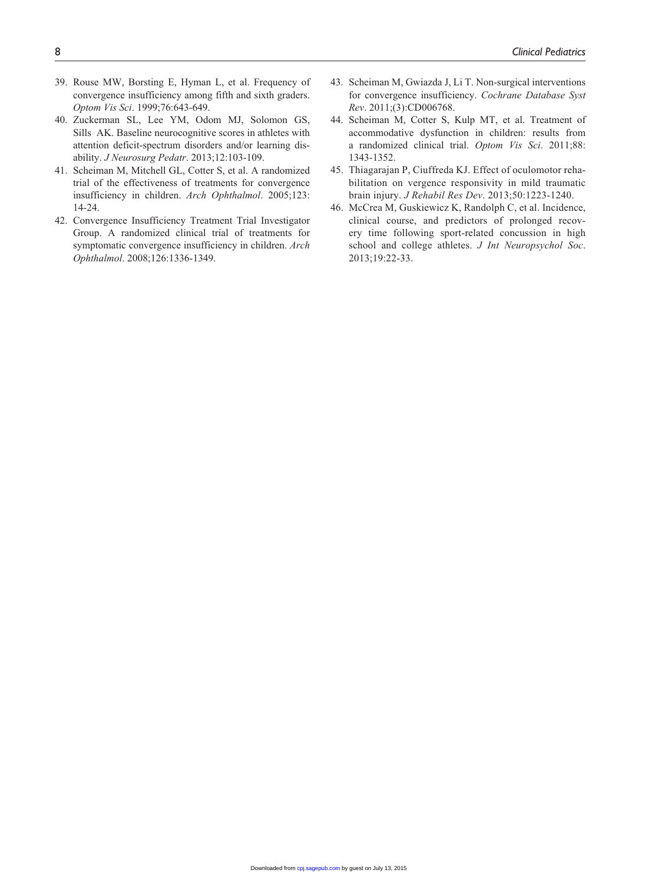39. Rouse MW, Borsting E, Hyman L, et al. Frequency of convergence insufficiency among fifth and sixth graders. *Optom Vis Sci*. 1999;76:643-649.
40. Zuckerman SL, Lee YM, Odom MJ, Solomon GS, Sills AK. Baseline neurocognitive scores in athletes with attention deficit-spectrum disorders and/or learning disability. *J Neurosurg Pedatr*. 2013;12:103-109.
41. Scheiman M, Mitchell GL, Cotter S, et al. A randomized trial of the effectiveness of treatments for convergence insufficiency in children. *Arch Ophthalmol*. 2005;123:14-24.
42. Convergence Insufficiency Treatment Trial Investigator Group. A randomized clinical trial of treatments for symptomatic convergence insufficiency in children. *Arch Ophthalmol*. 2008;126:1336-1349.
43. Scheiman M, Gwiazda J, Li T. Non-surgical interventions for convergence insufficiency. *Cochrane Database Syst Rev*. 2011;(3):CD006768.
44. Scheiman M, Cotter S, Kulp MT, et al. Treatment of accommodative dysfunction in children: results from a randomized clinical trial. *Optom Vis Sci*. 2011;88:1343-1352.
45. Thiagarajan P, Ciuffreda KJ. Effect of oculomotor rehabilitation on vergence responsivity in mild traumatic brain injury. *J Rehabil Res Dev*. 2013;50:1223-1240.
46. McCrea M, Guskiewicz K, Randolph C, et al. Incidence, clinical course, and predictors of prolonged recovery time following sport-related concussion in high school and college athletes. *J Int Neuropsychol Soc*. 2013;19:22-33.